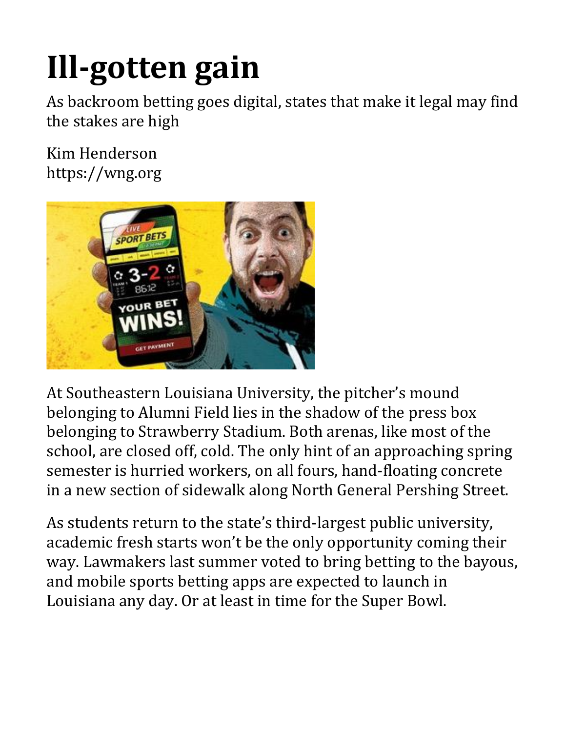# Ill-gotten gain

As backroom betting goes digital, states that make it legal may find the stakes are high

Kim Henderson
https://wng.org

At Southeastern Louisiana University, the pitcher's mound belonging to Alumni Field lies in the shadow of the press box belonging to Strawberry Stadium. Both arenas, like most of the school, are closed off, cold. The only hint of an approaching spring semester is hurried workers, on all fours, hand-floating concrete in a new section of sidewalk along North General Pershing Street.

As students return to the state's third-largest public university, academic fresh starts won't be the only opportunity coming their way. Lawmakers last summer voted to bring betting to the bayous, and mobile sports betting apps are expected to launch in Louisiana any day. Or at least in time for the Super Bowl.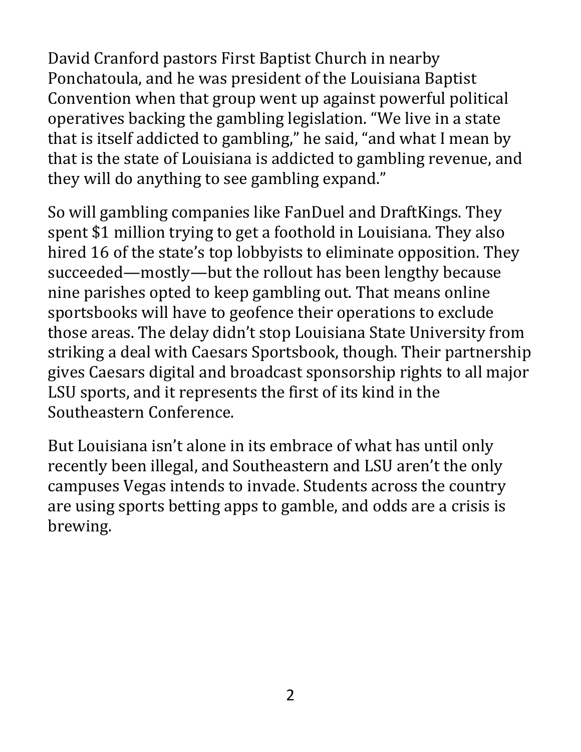David Cranford pastors First Baptist Church in nearby Ponchatoula, and he was president of the Louisiana Baptist Convention when that group went up against powerful political operatives backing the gambling legislation. "We live in a state that is itself addicted to gambling," he said, "and what I mean by that is the state of Louisiana is addicted to gambling revenue, and they will do anything to see gambling expand."

So will gambling companies like FanDuel and DraftKings. They spent $1 million trying to get a foothold in Louisiana. They also hired 16 of the state's top lobbyists to eliminate opposition. They succeeded—mostly—but the rollout has been lengthy because nine parishes opted to keep gambling out. That means online sportsbooks will have to geofence their operations to exclude those areas. The delay didn't stop Louisiana State University from striking a deal with Caesars Sportsbook, though. Their partnership gives Caesars digital and broadcast sponsorship rights to all major LSU sports, and it represents the first of its kind in the Southeastern Conference.

But Louisiana isn't alone in its embrace of what has until only recently been illegal, and Southeastern and LSU aren't the only campuses Vegas intends to invade. Students across the country are using sports betting apps to gamble, and odds are a crisis is brewing.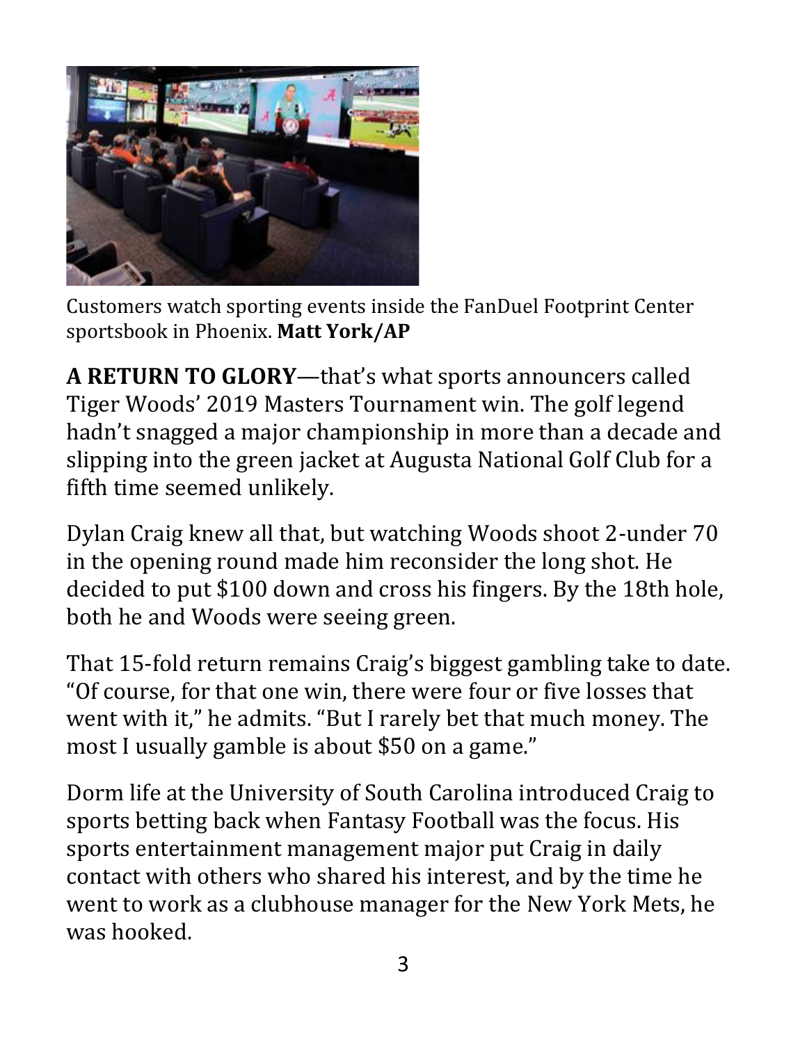Customers watch sporting events inside the FanDuel Footprint Center sportsbook in Phoenix. **Matt York/AP**

**A RETURN TO GLORY**—that's what sports announcers called Tiger Woods' 2019 Masters Tournament win. The golf legend hadn't snagged a major championship in more than a decade and slipping into the green jacket at Augusta National Golf Club for a fifth time seemed unlikely.

Dylan Craig knew all that, but watching Woods shoot 2-under 70 in the opening round made him reconsider the long shot. He decided to put $100 down and cross his fingers. By the 18th hole, both he and Woods were seeing green.

That 15-fold return remains Craig's biggest gambling take to date. "Of course, for that one win, there were four or five losses that went with it," he admits. "But I rarely bet that much money. The most I usually gamble is about $50 on a game."

Dorm life at the University of South Carolina introduced Craig to sports betting back when Fantasy Football was the focus. His sports entertainment management major put Craig in daily contact with others who shared his interest, and by the time he went to work as a clubhouse manager for the New York Mets, he was hooked.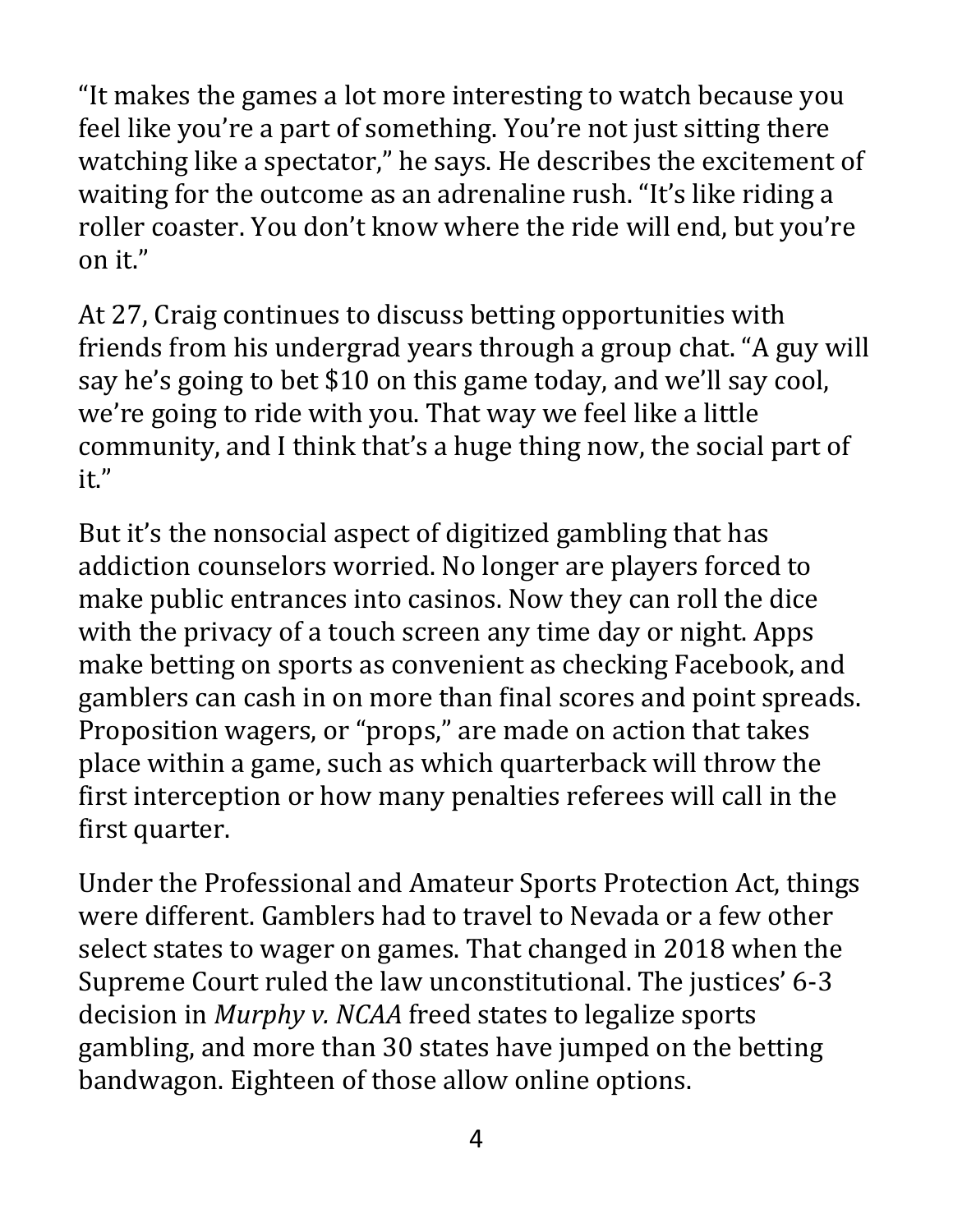"It makes the games a lot more interesting to watch because you feel like you're a part of something. You're not just sitting there watching like a spectator," he says. He describes the excitement of waiting for the outcome as an adrenaline rush. "It's like riding a roller coaster. You don't know where the ride will end, but you're on it."

At 27, Craig continues to discuss betting opportunities with friends from his undergrad years through a group chat. "A guy will say he's going to bet $10 on this game today, and we'll say cool, we're going to ride with you. That way we feel like a little community, and I think that's a huge thing now, the social part of it."

But it's the nonsocial aspect of digitized gambling that has addiction counselors worried. No longer are players forced to make public entrances into casinos. Now they can roll the dice with the privacy of a touch screen any time day or night. Apps make betting on sports as convenient as checking Facebook, and gamblers can cash in on more than final scores and point spreads. Proposition wagers, or "props," are made on action that takes place within a game, such as which quarterback will throw the first interception or how many penalties referees will call in the first quarter.

Under the Professional and Amateur Sports Protection Act, things were different. Gamblers had to travel to Nevada or a few other select states to wager on games. That changed in 2018 when the Supreme Court ruled the law unconstitutional. The justices' 6-3 decision in *Murphy v. NCAA* freed states to legalize sports gambling, and more than 30 states have jumped on the betting bandwagon. Eighteen of those allow online options.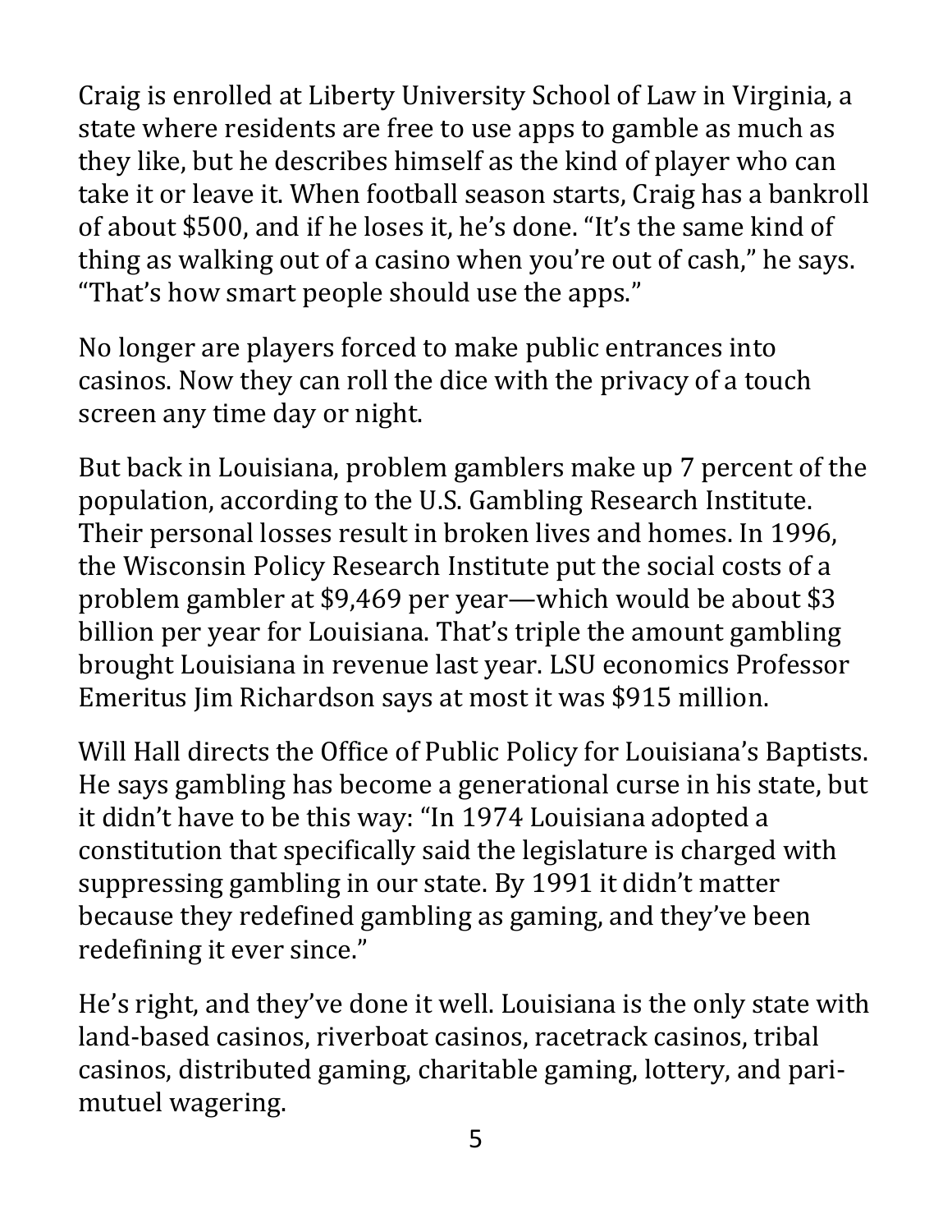Craig is enrolled at Liberty University School of Law in Virginia, a state where residents are free to use apps to gamble as much as they like, but he describes himself as the kind of player who can take it or leave it. When football season starts, Craig has a bankroll of about $500, and if he loses it, he's done. "It's the same kind of thing as walking out of a casino when you're out of cash," he says. "That's how smart people should use the apps."

No longer are players forced to make public entrances into casinos. Now they can roll the dice with the privacy of a touch screen any time day or night.

But back in Louisiana, problem gamblers make up 7 percent of the population, according to the U.S. Gambling Research Institute. Their personal losses result in broken lives and homes. In 1996, the Wisconsin Policy Research Institute put the social costs of a problem gambler at $9,469 per year—which would be about $3 billion per year for Louisiana. That's triple the amount gambling brought Louisiana in revenue last year. LSU economics Professor Emeritus Jim Richardson says at most it was $915 million.

Will Hall directs the Office of Public Policy for Louisiana's Baptists. He says gambling has become a generational curse in his state, but it didn't have to be this way: "In 1974 Louisiana adopted a constitution that specifically said the legislature is charged with suppressing gambling in our state. By 1991 it didn't matter because they redefined gambling as gaming, and they've been redefining it ever since."

He's right, and they've done it well. Louisiana is the only state with land-based casinos, riverboat casinos, racetrack casinos, tribal casinos, distributed gaming, charitable gaming, lottery, and pari-mutuel wagering.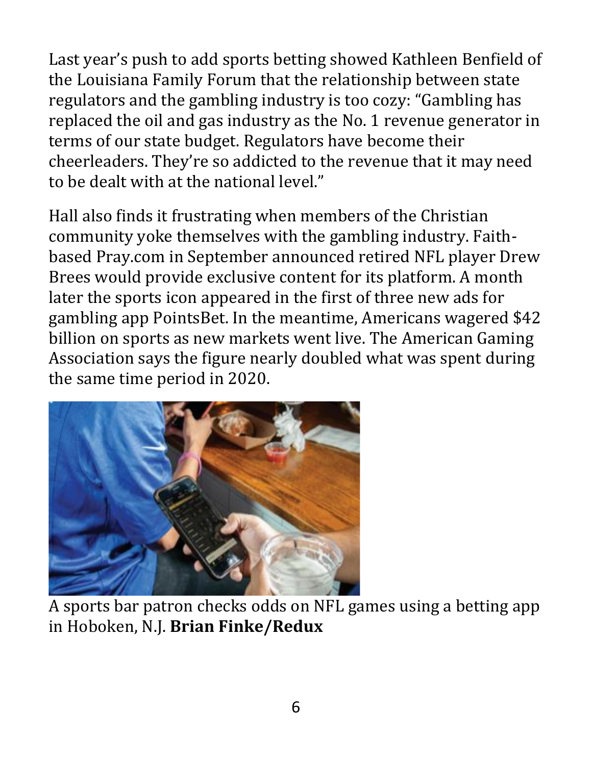Last year's push to add sports betting showed Kathleen Benfield of the Louisiana Family Forum that the relationship between state regulators and the gambling industry is too cozy: "Gambling has replaced the oil and gas industry as the No. 1 revenue generator in terms of our state budget. Regulators have become their cheerleaders. They're so addicted to the revenue that it may need to be dealt with at the national level."

Hall also finds it frustrating when members of the Christian community yoke themselves with the gambling industry. Faith-based Pray.com in September announced retired NFL player Drew Brees would provide exclusive content for its platform. A month later the sports icon appeared in the first of three new ads for gambling app PointsBet. In the meantime, Americans wagered $42 billion on sports as new markets went live. The American Gaming Association says the figure nearly doubled what was spent during the same time period in 2020.

A sports bar patron checks odds on NFL games using a betting app in Hoboken, N.J. **Brian Finke/Redux**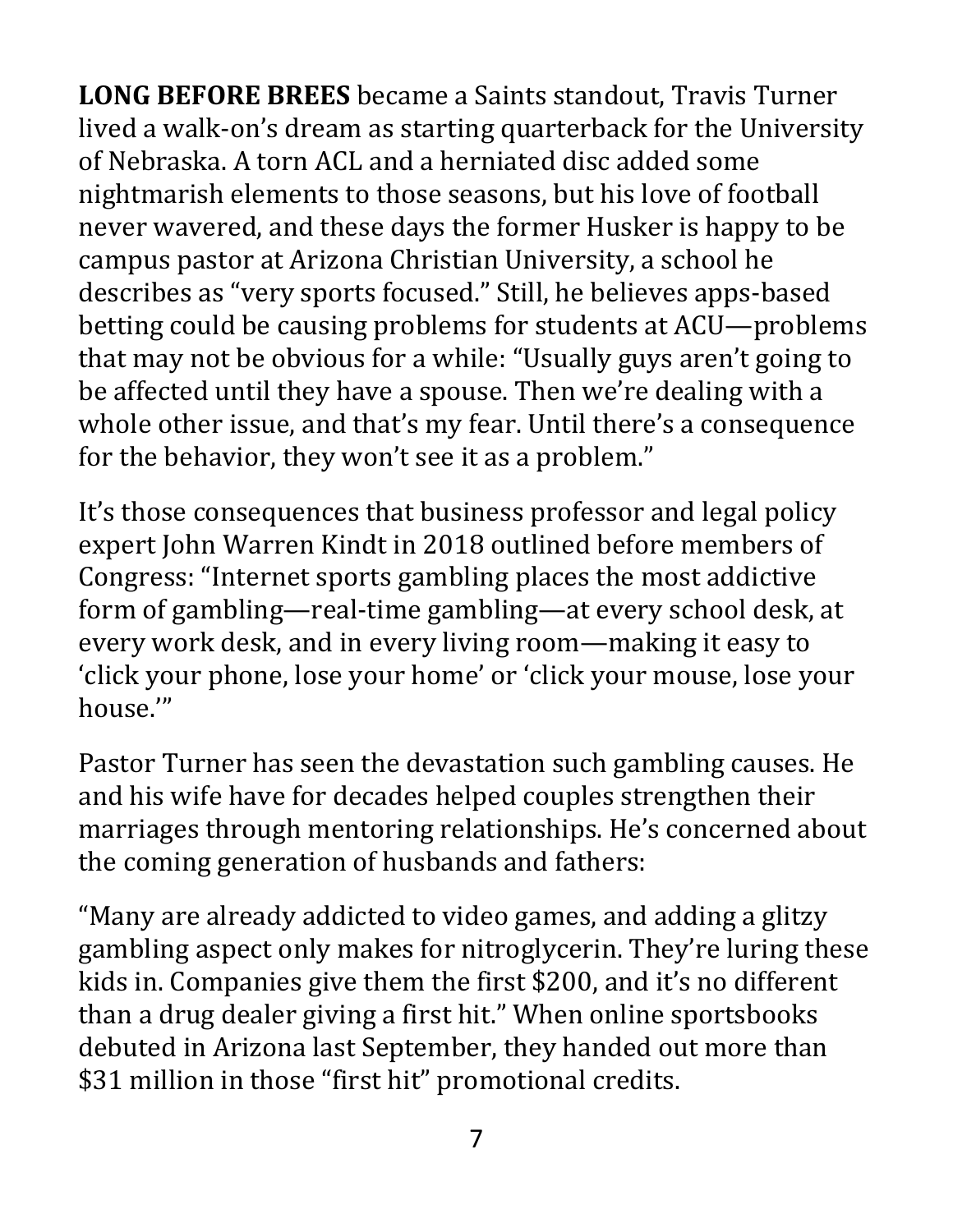**LONG BEFORE BREES** became a Saints standout, Travis Turner lived a walk-on's dream as starting quarterback for the University of Nebraska. A torn ACL and a herniated disc added some nightmarish elements to those seasons, but his love of football never wavered, and these days the former Husker is happy to be campus pastor at Arizona Christian University, a school he describes as "very sports focused." Still, he believes apps-based betting could be causing problems for students at ACU—problems that may not be obvious for a while: "Usually guys aren't going to be affected until they have a spouse. Then we're dealing with a whole other issue, and that's my fear. Until there's a consequence for the behavior, they won't see it as a problem."

It's those consequences that business professor and legal policy expert John Warren Kindt in 2018 outlined before members of Congress: "Internet sports gambling places the most addictive form of gambling—real-time gambling—at every school desk, at every work desk, and in every living room—making it easy to 'click your phone, lose your home' or 'click your mouse, lose your house.'"

Pastor Turner has seen the devastation such gambling causes. He and his wife have for decades helped couples strengthen their marriages through mentoring relationships. He's concerned about the coming generation of husbands and fathers:

"Many are already addicted to video games, and adding a glitzy gambling aspect only makes for nitroglycerin. They're luring these kids in. Companies give them the first $200, and it's no different than a drug dealer giving a first hit." When online sportsbooks debuted in Arizona last September, they handed out more than $31 million in those "first hit" promotional credits.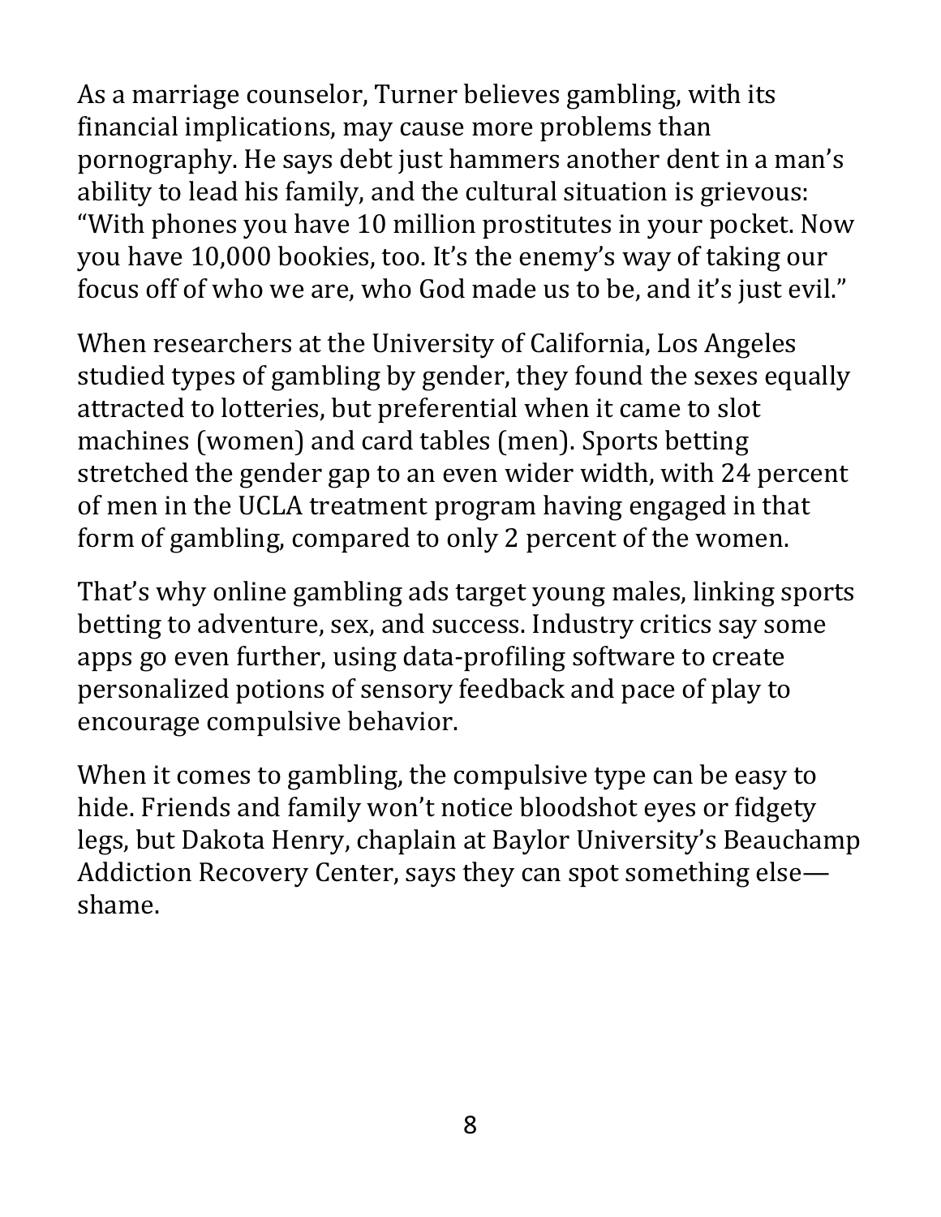As a marriage counselor, Turner believes gambling, with its financial implications, may cause more problems than pornography. He says debt just hammers another dent in a man's ability to lead his family, and the cultural situation is grievous: "With phones you have 10 million prostitutes in your pocket. Now you have 10,000 bookies, too. It's the enemy's way of taking our focus off of who we are, who God made us to be, and it's just evil."

When researchers at the University of California, Los Angeles studied types of gambling by gender, they found the sexes equally attracted to lotteries, but preferential when it came to slot machines (women) and card tables (men). Sports betting stretched the gender gap to an even wider width, with 24 percent of men in the UCLA treatment program having engaged in that form of gambling, compared to only 2 percent of the women.

That's why online gambling ads target young males, linking sports betting to adventure, sex, and success. Industry critics say some apps go even further, using data-profiling software to create personalized potions of sensory feedback and pace of play to encourage compulsive behavior.

When it comes to gambling, the compulsive type can be easy to hide. Friends and family won't notice bloodshot eyes or fidgety legs, but Dakota Henry, chaplain at Baylor University's Beauchamp Addiction Recovery Center, says they can spot something else—shame.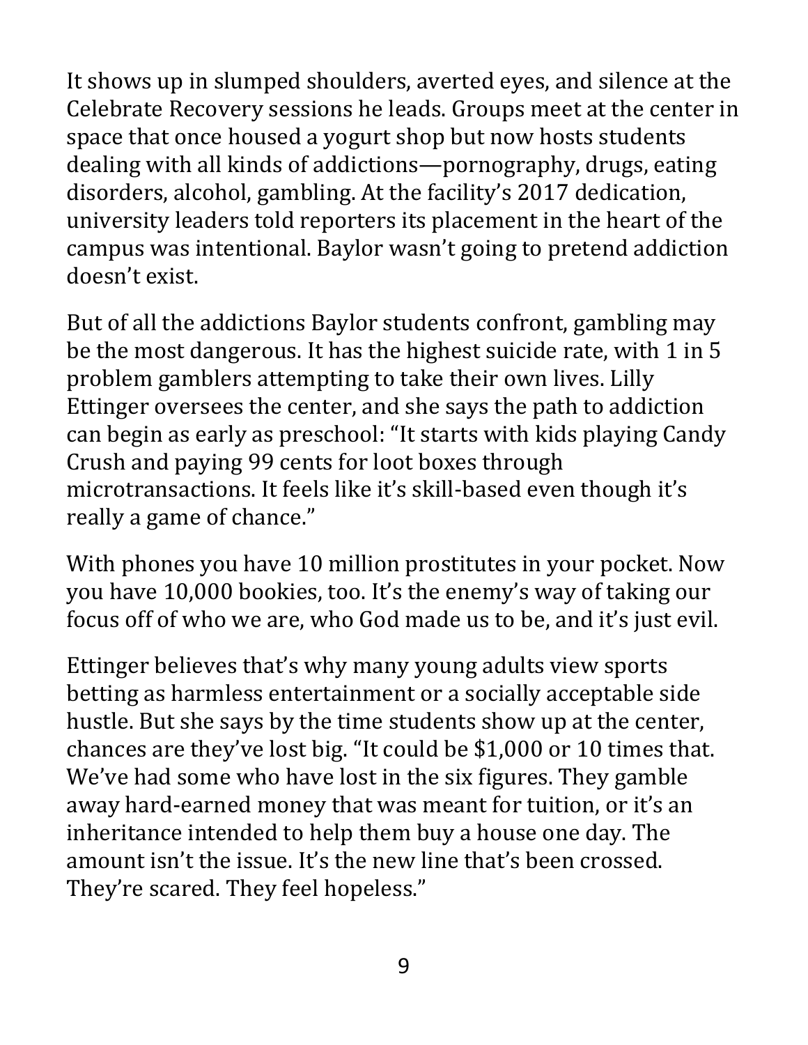It shows up in slumped shoulders, averted eyes, and silence at the Celebrate Recovery sessions he leads. Groups meet at the center in space that once housed a yogurt shop but now hosts students dealing with all kinds of addictions—pornography, drugs, eating disorders, alcohol, gambling. At the facility's 2017 dedication, university leaders told reporters its placement in the heart of the campus was intentional. Baylor wasn't going to pretend addiction doesn't exist.

But of all the addictions Baylor students confront, gambling may be the most dangerous. It has the highest suicide rate, with 1 in 5 problem gamblers attempting to take their own lives. Lilly Ettinger oversees the center, and she says the path to addiction can begin as early as preschool: "It starts with kids playing Candy Crush and paying 99 cents for loot boxes through microtransactions. It feels like it's skill-based even though it's really a game of chance."

With phones you have 10 million prostitutes in your pocket. Now you have 10,000 bookies, too. It's the enemy's way of taking our focus off of who we are, who God made us to be, and it's just evil.

Ettinger believes that's why many young adults view sports betting as harmless entertainment or a socially acceptable side hustle. But she says by the time students show up at the center, chances are they've lost big. "It could be $1,000 or 10 times that. We've had some who have lost in the six figures. They gamble away hard-earned money that was meant for tuition, or it's an inheritance intended to help them buy a house one day. The amount isn't the issue. It's the new line that's been crossed. They're scared. They feel hopeless."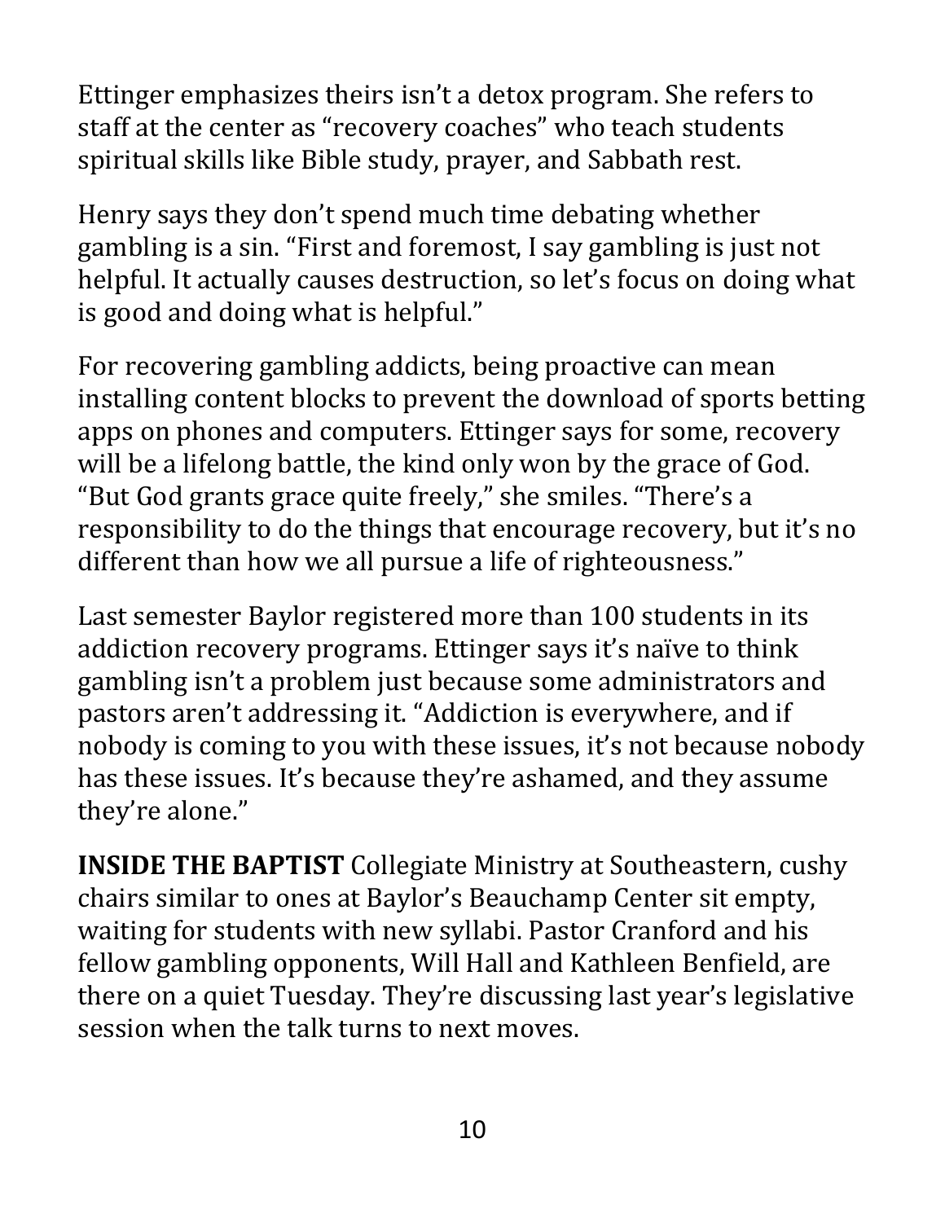Ettinger emphasizes theirs isn't a detox program. She refers to staff at the center as "recovery coaches" who teach students spiritual skills like Bible study, prayer, and Sabbath rest.

Henry says they don't spend much time debating whether gambling is a sin. "First and foremost, I say gambling is just not helpful. It actually causes destruction, so let's focus on doing what is good and doing what is helpful."

For recovering gambling addicts, being proactive can mean installing content blocks to prevent the download of sports betting apps on phones and computers. Ettinger says for some, recovery will be a lifelong battle, the kind only won by the grace of God. "But God grants grace quite freely," she smiles. "There's a responsibility to do the things that encourage recovery, but it's no different than how we all pursue a life of righteousness."

Last semester Baylor registered more than 100 students in its addiction recovery programs. Ettinger says it's naïve to think gambling isn't a problem just because some administrators and pastors aren't addressing it. "Addiction is everywhere, and if nobody is coming to you with these issues, it's not because nobody has these issues. It's because they're ashamed, and they assume they're alone."

**INSIDE THE BAPTIST** Collegiate Ministry at Southeastern, cushy chairs similar to ones at Baylor's Beauchamp Center sit empty, waiting for students with new syllabi. Pastor Cranford and his fellow gambling opponents, Will Hall and Kathleen Benfield, are there on a quiet Tuesday. They're discussing last year's legislative session when the talk turns to next moves.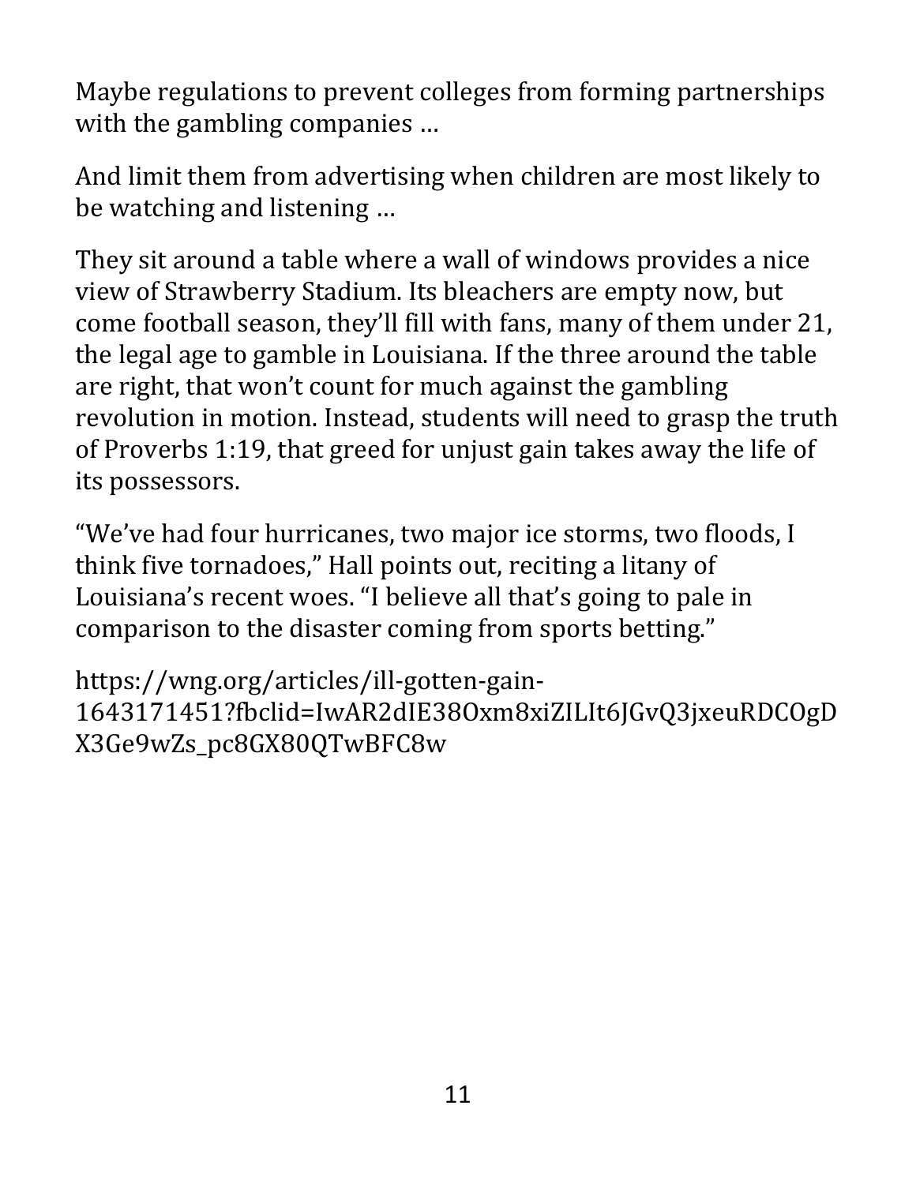Maybe regulations to prevent colleges from forming partnerships with the gambling companies …

And limit them from advertising when children are most likely to be watching and listening …

They sit around a table where a wall of windows provides a nice view of Strawberry Stadium. Its bleachers are empty now, but come football season, they'll fill with fans, many of them under 21, the legal age to gamble in Louisiana. If the three around the table are right, that won't count for much against the gambling revolution in motion. Instead, students will need to grasp the truth of Proverbs 1:19, that greed for unjust gain takes away the life of its possessors.

"We've had four hurricanes, two major ice storms, two floods, I think five tornadoes," Hall points out, reciting a litany of Louisiana's recent woes. "I believe all that's going to pale in comparison to the disaster coming from sports betting."

https://wng.org/articles/ill-gotten-gain-1643171451?fbclid=IwAR2dIE38Oxm8xiZILIt6JGvQ3jxeuRDCOgDX3Ge9wZs_pc8GX80QTwBFC8w